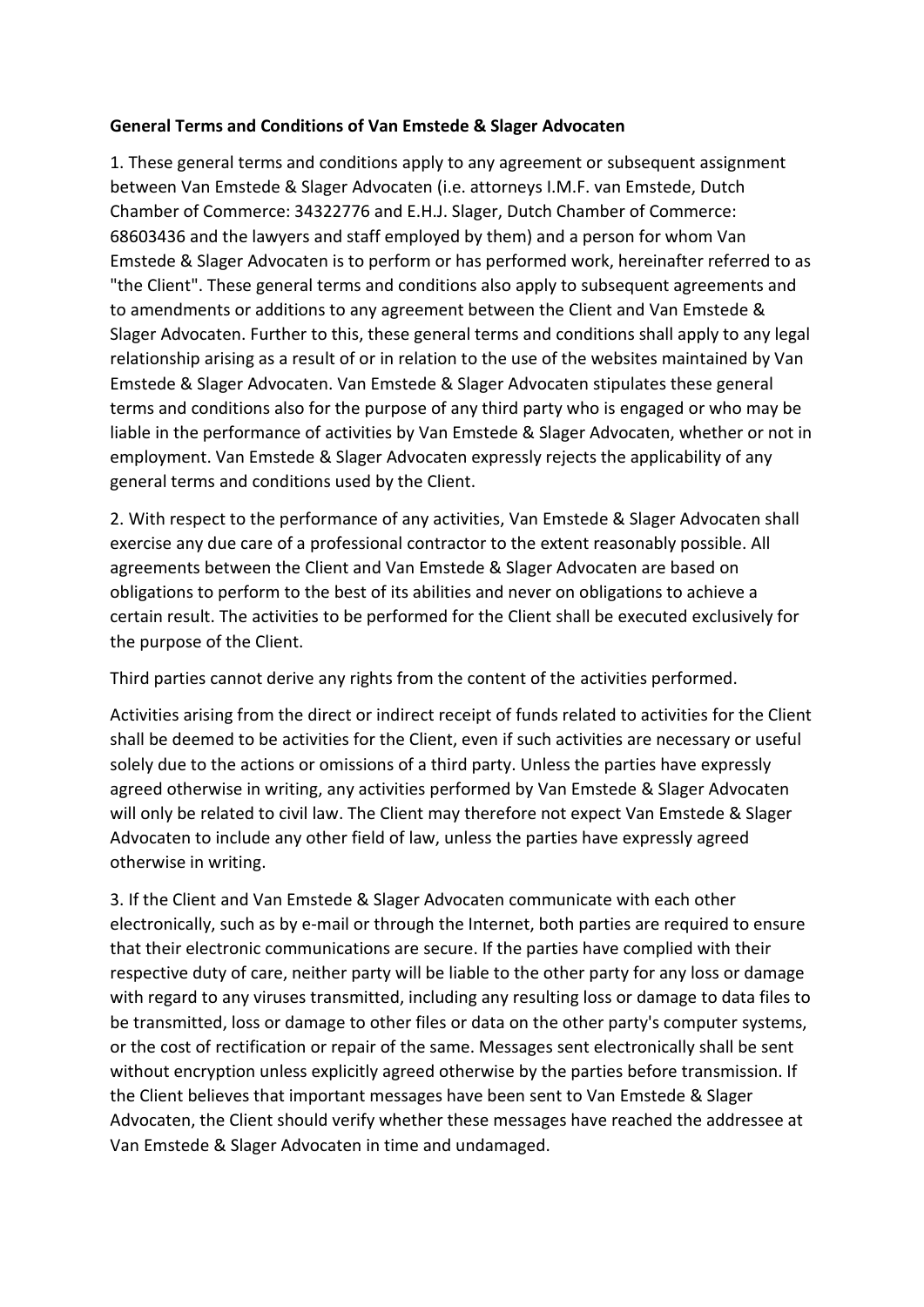**General Terms and Conditions of Van Emstede & Slager Advocaten**

1. These general terms and conditions apply to any agreement or subsequent assignment between Van Emstede & Slager Advocaten (i.e. attorneys I.M.F. van Emstede, Dutch Chamber of Commerce: 34322776 and E.H.J. Slager, Dutch Chamber of Commerce: 68603436 and the lawyers and staff employed by them) and a person for whom Van Emstede & Slager Advocaten is to perform or has performed work, hereinafter referred to as "the Client". These general terms and conditions also apply to subsequent agreements and to amendments or additions to any agreement between the Client and Van Emstede & Slager Advocaten. Further to this, these general terms and conditions shall apply to any legal relationship arising as a result of or in relation to the use of the websites maintained by Van Emstede & Slager Advocaten. Van Emstede & Slager Advocaten stipulates these general terms and conditions also for the purpose of any third party who is engaged or who may be liable in the performance of activities by Van Emstede & Slager Advocaten, whether or not in employment. Van Emstede & Slager Advocaten expressly rejects the applicability of any general terms and conditions used by the Client.

2. With respect to the performance of any activities, Van Emstede & Slager Advocaten shall exercise any due care of a professional contractor to the extent reasonably possible. All agreements between the Client and Van Emstede & Slager Advocaten are based on obligations to perform to the best of its abilities and never on obligations to achieve a certain result. The activities to be performed for the Client shall be executed exclusively for the purpose of the Client.

Third parties cannot derive any rights from the content of the activities performed.

Activities arising from the direct or indirect receipt of funds related to activities for the Client shall be deemed to be activities for the Client, even if such activities are necessary or useful solely due to the actions or omissions of a third party. Unless the parties have expressly agreed otherwise in writing, any activities performed by Van Emstede & Slager Advocaten will only be related to civil law. The Client may therefore not expect Van Emstede & Slager Advocaten to include any other field of law, unless the parties have expressly agreed otherwise in writing.

3. If the Client and Van Emstede & Slager Advocaten communicate with each other electronically, such as by e-mail or through the Internet, both parties are required to ensure that their electronic communications are secure. If the parties have complied with their respective duty of care, neither party will be liable to the other party for any loss or damage with regard to any viruses transmitted, including any resulting loss or damage to data files to be transmitted, loss or damage to other files or data on the other party's computer systems, or the cost of rectification or repair of the same. Messages sent electronically shall be sent without encryption unless explicitly agreed otherwise by the parties before transmission. If the Client believes that important messages have been sent to Van Emstede & Slager Advocaten, the Client should verify whether these messages have reached the addressee at Van Emstede & Slager Advocaten in time and undamaged.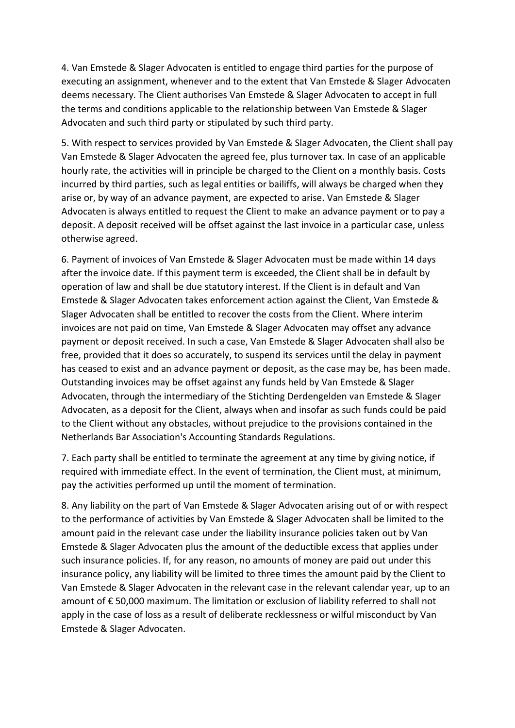4. Van Emstede & Slager Advocaten is entitled to engage third parties for the purpose of executing an assignment, whenever and to the extent that Van Emstede & Slager Advocaten deems necessary. The Client authorises Van Emstede & Slager Advocaten to accept in full the terms and conditions applicable to the relationship between Van Emstede & Slager Advocaten and such third party or stipulated by such third party.

5. With respect to services provided by Van Emstede & Slager Advocaten, the Client shall pay Van Emstede & Slager Advocaten the agreed fee, plus turnover tax. In case of an applicable hourly rate, the activities will in principle be charged to the Client on a monthly basis. Costs incurred by third parties, such as legal entities or bailiffs, will always be charged when they arise or, by way of an advance payment, are expected to arise. Van Emstede & Slager Advocaten is always entitled to request the Client to make an advance payment or to pay a deposit. A deposit received will be offset against the last invoice in a particular case, unless otherwise agreed.

6. Payment of invoices of Van Emstede & Slager Advocaten must be made within 14 days after the invoice date. If this payment term is exceeded, the Client shall be in default by operation of law and shall be due statutory interest. If the Client is in default and Van Emstede & Slager Advocaten takes enforcement action against the Client, Van Emstede & Slager Advocaten shall be entitled to recover the costs from the Client. Where interim invoices are not paid on time, Van Emstede & Slager Advocaten may offset any advance payment or deposit received. In such a case, Van Emstede & Slager Advocaten shall also be free, provided that it does so accurately, to suspend its services until the delay in payment has ceased to exist and an advance payment or deposit, as the case may be, has been made. Outstanding invoices may be offset against any funds held by Van Emstede & Slager Advocaten, through the intermediary of the Stichting Derdengelden van Emstede & Slager Advocaten, as a deposit for the Client, always when and insofar as such funds could be paid to the Client without any obstacles, without prejudice to the provisions contained in the Netherlands Bar Association's Accounting Standards Regulations.

7. Each party shall be entitled to terminate the agreement at any time by giving notice, if required with immediate effect. In the event of termination, the Client must, at minimum, pay the activities performed up until the moment of termination.

8. Any liability on the part of Van Emstede & Slager Advocaten arising out of or with respect to the performance of activities by Van Emstede & Slager Advocaten shall be limited to the amount paid in the relevant case under the liability insurance policies taken out by Van Emstede & Slager Advocaten plus the amount of the deductible excess that applies under such insurance policies. If, for any reason, no amounts of money are paid out under this insurance policy, any liability will be limited to three times the amount paid by the Client to Van Emstede & Slager Advocaten in the relevant case in the relevant calendar year, up to an amount of € 50,000 maximum. The limitation or exclusion of liability referred to shall not apply in the case of loss as a result of deliberate recklessness or wilful misconduct by Van Emstede & Slager Advocaten.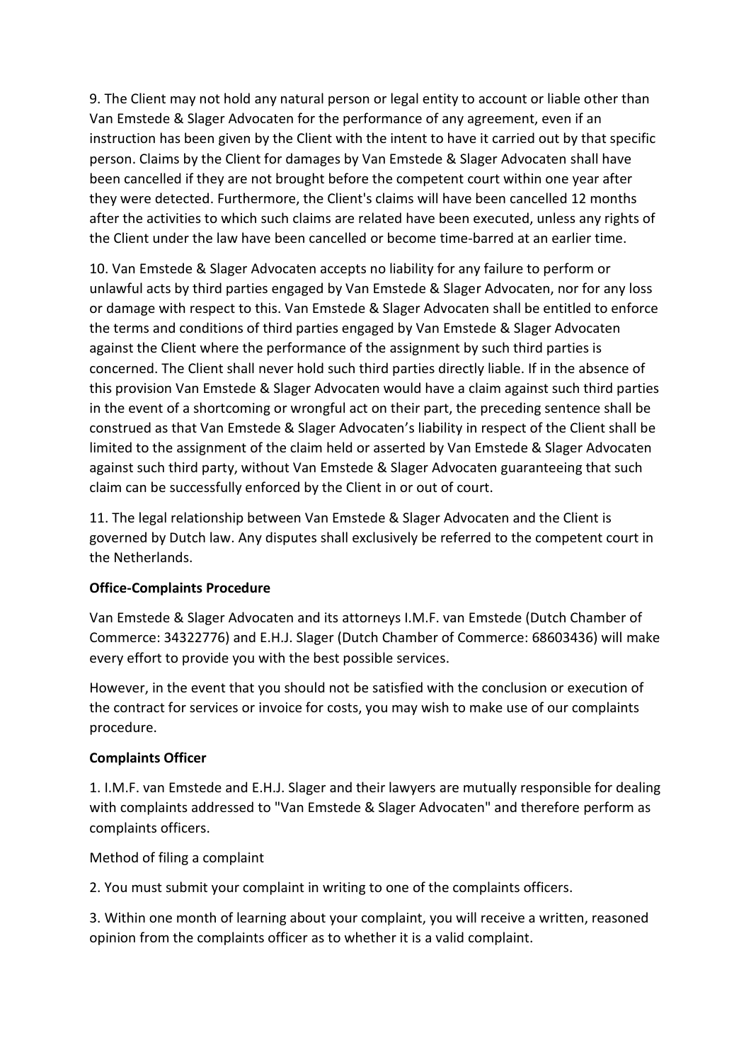9. The Client may not hold any natural person or legal entity to account or liable other than Van Emstede & Slager Advocaten for the performance of any agreement, even if an instruction has been given by the Client with the intent to have it carried out by that specific person. Claims by the Client for damages by Van Emstede & Slager Advocaten shall have been cancelled if they are not brought before the competent court within one year after they were detected. Furthermore, the Client's claims will have been cancelled 12 months after the activities to which such claims are related have been executed, unless any rights of the Client under the law have been cancelled or become time-barred at an earlier time.

10. Van Emstede & Slager Advocaten accepts no liability for any failure to perform or unlawful acts by third parties engaged by Van Emstede & Slager Advocaten, nor for any loss or damage with respect to this. Van Emstede & Slager Advocaten shall be entitled to enforce the terms and conditions of third parties engaged by Van Emstede & Slager Advocaten against the Client where the performance of the assignment by such third parties is concerned. The Client shall never hold such third parties directly liable. If in the absence of this provision Van Emstede & Slager Advocaten would have a claim against such third parties in the event of a shortcoming or wrongful act on their part, the preceding sentence shall be construed as that Van Emstede & Slager Advocaten's liability in respect of the Client shall be limited to the assignment of the claim held or asserted by Van Emstede & Slager Advocaten against such third party, without Van Emstede & Slager Advocaten guaranteeing that such claim can be successfully enforced by the Client in or out of court.

11. The legal relationship between Van Emstede & Slager Advocaten and the Client is governed by Dutch law. Any disputes shall exclusively be referred to the competent court in the Netherlands.

**Office-Complaints Procedure**

Van Emstede & Slager Advocaten and its attorneys I.M.F. van Emstede (Dutch Chamber of Commerce: 34322776) and E.H.J. Slager (Dutch Chamber of Commerce: 68603436) will make every effort to provide you with the best possible services.

However, in the event that you should not be satisfied with the conclusion or execution of the contract for services or invoice for costs, you may wish to make use of our complaints procedure.

**Complaints Officer**

1. I.M.F. van Emstede and E.H.J. Slager and their lawyers are mutually responsible for dealing with complaints addressed to "Van Emstede & Slager Advocaten" and therefore perform as complaints officers.

Method of filing a complaint

2. You must submit your complaint in writing to one of the complaints officers.

3. Within one month of learning about your complaint, you will receive a written, reasoned opinion from the complaints officer as to whether it is a valid complaint.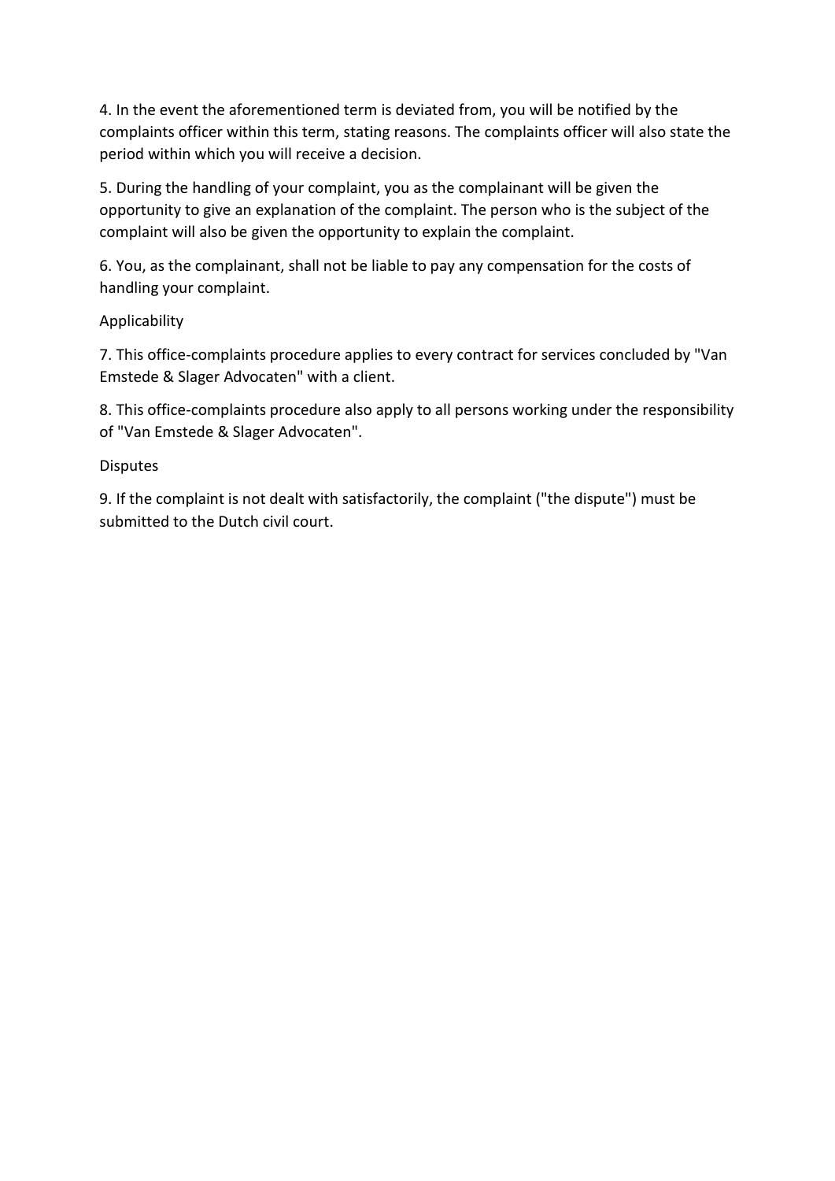4. In the event the aforementioned term is deviated from, you will be notified by the complaints officer within this term, stating reasons. The complaints officer will also state the period within which you will receive a decision.

5. During the handling of your complaint, you as the complainant will be given the opportunity to give an explanation of the complaint. The person who is the subject of the complaint will also be given the opportunity to explain the complaint.

6. You, as the complainant, shall not be liable to pay any compensation for the costs of handling your complaint.

Applicability

7. This office-complaints procedure applies to every contract for services concluded by "Van Emstede & Slager Advocaten" with a client.

8. This office-complaints procedure also apply to all persons working under the responsibility of "Van Emstede & Slager Advocaten".

Disputes

9. If the complaint is not dealt with satisfactorily, the complaint ("the dispute") must be submitted to the Dutch civil court.